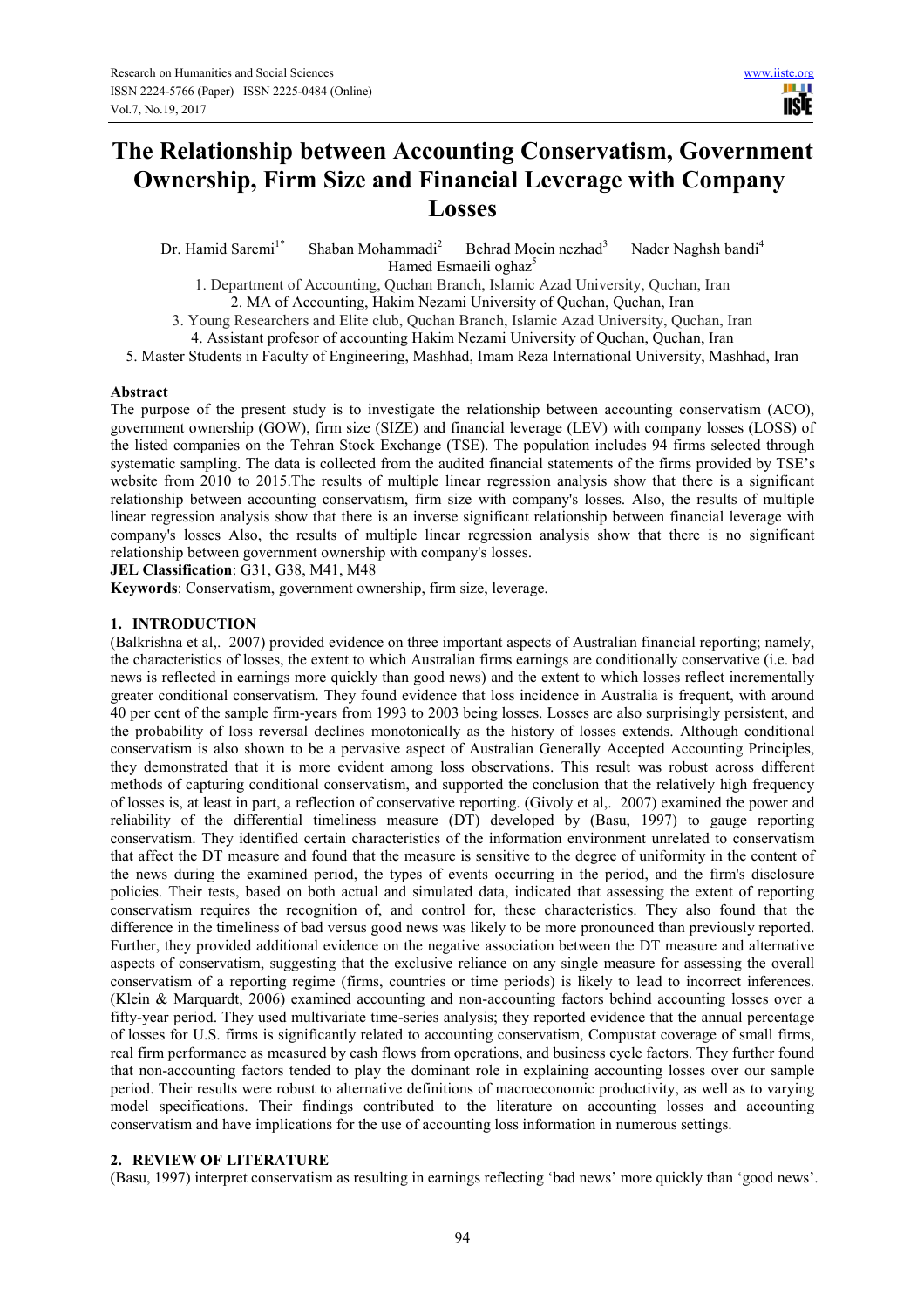# The Relationship between Accounting Conservatism, Government Ownership, Firm Size and Financial Leverage with Company Losses

Dr. Hamid Saremi[1*] Shaban Mohammadi[2] Behrad Moein nezhad[3] Nader Naghsh bandi[4] Hamed Esmaeili oghaz[5]

1. Department of Accounting, Quchan Branch, Islamic Azad University, Quchan, Iran
2. MA of Accounting, Hakim Nezami University of Quchan, Quchan, Iran
3. Young Researchers and Elite club, Quchan Branch, Islamic Azad University, Quchan, Iran
4. Assistant profesor of accounting Hakim Nezami University of Quchan, Quchan, Iran
5. Master Students in Faculty of Engineering, Mashhad, Imam Reza International University, Mashhad, Iran

**Abstract**

The purpose of the present study is to investigate the relationship between accounting conservatism (ACO), government ownership (GOW), firm size (SIZE) and financial leverage (LEV) with company losses (LOSS) of the listed companies on the Tehran Stock Exchange (TSE). The population includes 94 firms selected through systematic sampling. The data is collected from the audited financial statements of the firms provided by TSE's website from 2010 to 2015.The results of multiple linear regression analysis show that there is a significant relationship between accounting conservatism, firm size with company's losses. Also, the results of multiple linear regression analysis show that there is an inverse significant relationship between financial leverage with company's losses Also, the results of multiple linear regression analysis show that there is no significant relationship between government ownership with company's losses.

**JEL Classification**: G31, G38, M41, M48

**Keywords**: Conservatism, government ownership, firm size, leverage.

## 1. INTRODUCTION

(Balkrishna et al,. 2007) provided evidence on three important aspects of Australian financial reporting; namely, the characteristics of losses, the extent to which Australian firms earnings are conditionally conservative (i.e. bad news is reflected in earnings more quickly than good news) and the extent to which losses reflect incrementally greater conditional conservatism. They found evidence that loss incidence in Australia is frequent, with around 40 per cent of the sample firm-years from 1993 to 2003 being losses. Losses are also surprisingly persistent, and the probability of loss reversal declines monotonically as the history of losses extends. Although conditional conservatism is also shown to be a pervasive aspect of Australian Generally Accepted Accounting Principles, they demonstrated that it is more evident among loss observations. This result was robust across different methods of capturing conditional conservatism, and supported the conclusion that the relatively high frequency of losses is, at least in part, a reflection of conservative reporting. (Givoly et al,. 2007) examined the power and reliability of the differential timeliness measure (DT) developed by (Basu, 1997) to gauge reporting conservatism. They identified certain characteristics of the information environment unrelated to conservatism that affect the DT measure and found that the measure is sensitive to the degree of uniformity in the content of the news during the examined period, the types of events occurring in the period, and the firm's disclosure policies. Their tests, based on both actual and simulated data, indicated that assessing the extent of reporting conservatism requires the recognition of, and control for, these characteristics. They also found that the difference in the timeliness of bad versus good news was likely to be more pronounced than previously reported. Further, they provided additional evidence on the negative association between the DT measure and alternative aspects of conservatism, suggesting that the exclusive reliance on any single measure for assessing the overall conservatism of a reporting regime (firms, countries or time periods) is likely to lead to incorrect inferences. (Klein & Marquardt, 2006) examined accounting and non-accounting factors behind accounting losses over a fifty-year period. They used multivariate time-series analysis; they reported evidence that the annual percentage of losses for U.S. firms is significantly related to accounting conservatism, Compustat coverage of small firms, real firm performance as measured by cash flows from operations, and business cycle factors. They further found that non-accounting factors tended to play the dominant role in explaining accounting losses over our sample period. Their results were robust to alternative definitions of macroeconomic productivity, as well as to varying model specifications. Their findings contributed to the literature on accounting losses and accounting conservatism and have implications for the use of accounting loss information in numerous settings.

## 2. REVIEW OF LITERATURE

(Basu, 1997) interpret conservatism as resulting in earnings reflecting 'bad news' more quickly than 'good news'.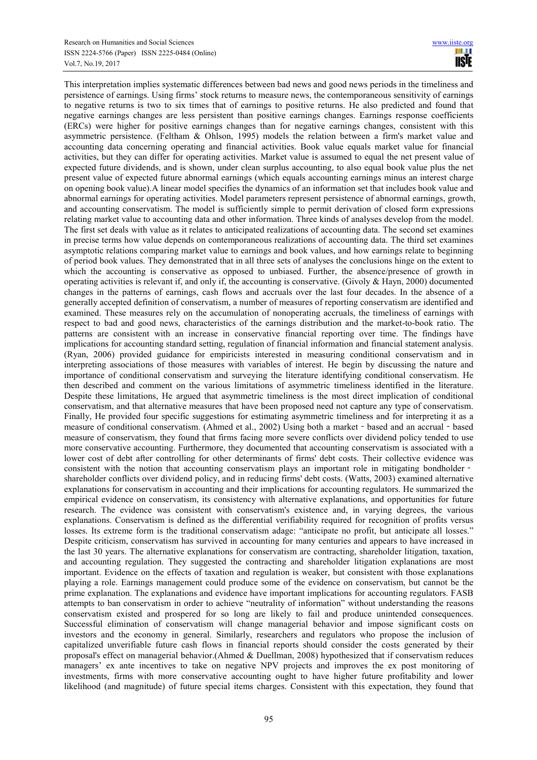This interpretation implies systematic differences between bad news and good news periods in the timeliness and persistence of earnings. Using firms' stock returns to measure news, the contemporaneous sensitivity of earnings to negative returns is two to six times that of earnings to positive returns. He also predicted and found that negative earnings changes are less persistent than positive earnings changes. Earnings response coefficients (ERCs) were higher for positive earnings changes than for negative earnings changes, consistent with this asymmetric persistence. (Feltham & Ohlson, 1995) models the relation between a firm's market value and accounting data concerning operating and financial activities. Book value equals market value for financial activities, but they can differ for operating activities. Market value is assumed to equal the net present value of expected future dividends, and is shown, under clean surplus accounting, to also equal book value plus the net present value of expected future abnormal earnings (which equals accounting earnings minus an interest charge on opening book value).A linear model specifies the dynamics of an information set that includes book value and abnormal earnings for operating activities. Model parameters represent persistence of abnormal earnings, growth, and accounting conservatism. The model is sufficiently simple to permit derivation of closed form expressions relating market value to accounting data and other information. Three kinds of analyses develop from the model. The first set deals with value as it relates to anticipated realizations of accounting data. The second set examines in precise terms how value depends on contemporaneous realizations of accounting data. The third set examines asymptotic relations comparing market value to earnings and book values, and how earnings relate to beginning of period book values. They demonstrated that in all three sets of analyses the conclusions hinge on the extent to which the accounting is conservative as opposed to unbiased. Further, the absence/presence of growth in operating activities is relevant if, and only if, the accounting is conservative. (Givoly & Hayn, 2000) documented changes in the patterns of earnings, cash flows and accruals over the last four decades. In the absence of a generally accepted definition of conservatism, a number of measures of reporting conservatism are identified and examined. These measures rely on the accumulation of nonoperating accruals, the timeliness of earnings with respect to bad and good news, characteristics of the earnings distribution and the market-to-book ratio. The patterns are consistent with an increase in conservative financial reporting over time. The findings have implications for accounting standard setting, regulation of financial information and financial statement analysis. (Ryan, 2006) provided guidance for empiricists interested in measuring conditional conservatism and in interpreting associations of those measures with variables of interest. He begin by discussing the nature and importance of conditional conservatism and surveying the literature identifying conditional conservatism. He then described and comment on the various limitations of asymmetric timeliness identified in the literature. Despite these limitations, He argued that asymmetric timeliness is the most direct implication of conditional conservatism, and that alternative measures that have been proposed need not capture any type of conservatism. Finally, He provided four specific suggestions for estimating asymmetric timeliness and for interpreting it as a measure of conditional conservatism. (Ahmed et al., 2002) Using both a market‐based and an accrual‐based measure of conservatism, they found that firms facing more severe conflicts over dividend policy tended to use more conservative accounting. Furthermore, they documented that accounting conservatism is associated with a lower cost of debt after controlling for other determinants of firms' debt costs. Their collective evidence was consistent with the notion that accounting conservatism plays an important role in mitigating bondholder‐shareholder conflicts over dividend policy, and in reducing firms' debt costs. (Watts, 2003) examined alternative explanations for conservatism in accounting and their implications for accounting regulators. He summarized the empirical evidence on conservatism, its consistency with alternative explanations, and opportunities for future research. The evidence was consistent with conservatism's existence and, in varying degrees, the various explanations. Conservatism is defined as the differential verifiability required for recognition of profits versus losses. Its extreme form is the traditional conservatism adage: "anticipate no profit, but anticipate all losses." Despite criticism, conservatism has survived in accounting for many centuries and appears to have increased in the last 30 years. The alternative explanations for conservatism are contracting, shareholder litigation, taxation, and accounting regulation. They suggested the contracting and shareholder litigation explanations are most important. Evidence on the effects of taxation and regulation is weaker, but consistent with those explanations playing a role. Earnings management could produce some of the evidence on conservatism, but cannot be the prime explanation. The explanations and evidence have important implications for accounting regulators. FASB attempts to ban conservatism in order to achieve "neutrality of information" without understanding the reasons conservatism existed and prospered for so long are likely to fail and produce unintended consequences. Successful elimination of conservatism will change managerial behavior and impose significant costs on investors and the economy in general. Similarly, researchers and regulators who propose the inclusion of capitalized unverifiable future cash flows in financial reports should consider the costs generated by their proposal's effect on managerial behavior.(Ahmed & Duellman, 2008) hypothesized that if conservatism reduces managers' ex ante incentives to take on negative NPV projects and improves the ex post monitoring of investments, firms with more conservative accounting ought to have higher future profitability and lower likelihood (and magnitude) of future special items charges. Consistent with this expectation, they found that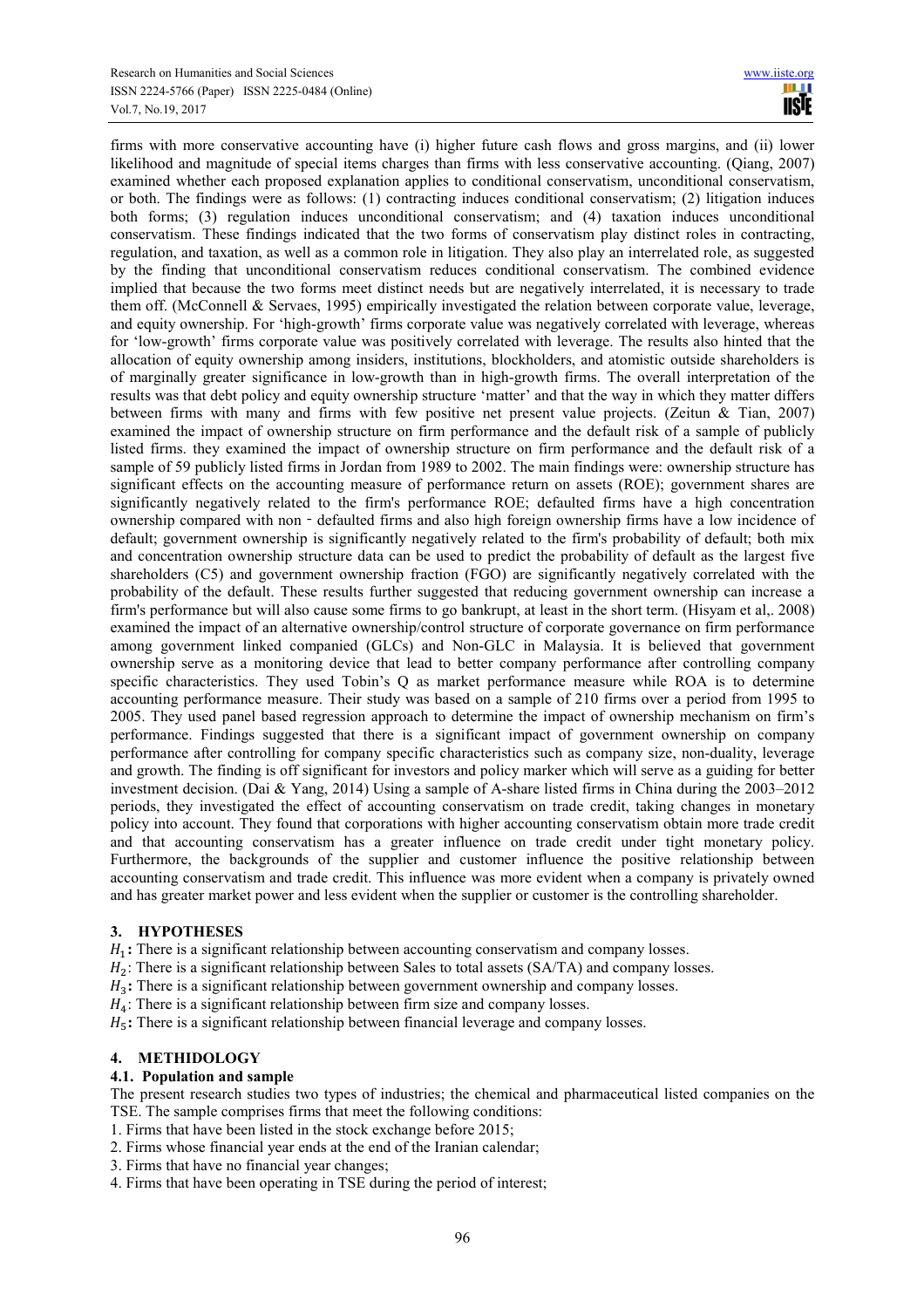firms with more conservative accounting have (i) higher future cash flows and gross margins, and (ii) lower likelihood and magnitude of special items charges than firms with less conservative accounting. (Qiang, 2007) examined whether each proposed explanation applies to conditional conservatism, unconditional conservatism, or both. The findings were as follows: (1) contracting induces conditional conservatism; (2) litigation induces both forms; (3) regulation induces unconditional conservatism; and (4) taxation induces unconditional conservatism. These findings indicated that the two forms of conservatism play distinct roles in contracting, regulation, and taxation, as well as a common role in litigation. They also play an interrelated role, as suggested by the finding that unconditional conservatism reduces conditional conservatism. The combined evidence implied that because the two forms meet distinct needs but are negatively interrelated, it is necessary to trade them off. (McConnell & Servaes, 1995) empirically investigated the relation between corporate value, leverage, and equity ownership. For 'high-growth' firms corporate value was negatively correlated with leverage, whereas for 'low-growth' firms corporate value was positively correlated with leverage. The results also hinted that the allocation of equity ownership among insiders, institutions, blockholders, and atomistic outside shareholders is of marginally greater significance in low-growth than in high-growth firms. The overall interpretation of the results was that debt policy and equity ownership structure 'matter' and that the way in which they matter differs between firms with many and firms with few positive net present value projects. (Zeitun & Tian, 2007) examined the impact of ownership structure on firm performance and the default risk of a sample of publicly listed firms. they examined the impact of ownership structure on firm performance and the default risk of a sample of 59 publicly listed firms in Jordan from 1989 to 2002. The main findings were: ownership structure has significant effects on the accounting measure of performance return on assets (ROE); government shares are significantly negatively related to the firm's performance ROE; defaulted firms have a high concentration ownership compared with non‐defaulted firms and also high foreign ownership firms have a low incidence of default; government ownership is significantly negatively related to the firm's probability of default; both mix and concentration ownership structure data can be used to predict the probability of default as the largest five shareholders (C5) and government ownership fraction (FGO) are significantly negatively correlated with the probability of the default. These results further suggested that reducing government ownership can increase a firm's performance but will also cause some firms to go bankrupt, at least in the short term. (Hisyam et al,. 2008) examined the impact of an alternative ownership/control structure of corporate governance on firm performance among government linked companied (GLCs) and Non-GLC in Malaysia. It is believed that government ownership serve as a monitoring device that lead to better company performance after controlling company specific characteristics. They used Tobin's Q as market performance measure while ROA is to determine accounting performance measure. Their study was based on a sample of 210 firms over a period from 1995 to 2005. They used panel based regression approach to determine the impact of ownership mechanism on firm's performance. Findings suggested that there is a significant impact of government ownership on company performance after controlling for company specific characteristics such as company size, non-duality, leverage and growth. The finding is off significant for investors and policy marker which will serve as a guiding for better investment decision. (Dai & Yang, 2014) Using a sample of A-share listed firms in China during the 2003–2012 periods, they investigated the effect of accounting conservatism on trade credit, taking changes in monetary policy into account. They found that corporations with higher accounting conservatism obtain more trade credit and that accounting conservatism has a greater influence on trade credit under tight monetary policy. Furthermore, the backgrounds of the supplier and customer influence the positive relationship between accounting conservatism and trade credit. This influence was more evident when a company is privately owned and has greater market power and less evident when the supplier or customer is the controlling shareholder.

## 3. HYPOTHESES

$H_1$**:** There is a significant relationship between accounting conservatism and company losses.
$H_2$: There is a significant relationship between Sales to total assets (SA/TA) and company losses.
$H_3$**:** There is a significant relationship between government ownership and company losses.
$H_4$: There is a significant relationship between firm size and company losses.
$H_5$**:** There is a significant relationship between financial leverage and company losses.

## 4. METHIDOLOGY

### 4.1. Population and sample

The present research studies two types of industries; the chemical and pharmaceutical listed companies on the TSE. The sample comprises firms that meet the following conditions:

1. Firms that have been listed in the stock exchange before 2015;
2. Firms whose financial year ends at the end of the Iranian calendar;
3. Firms that have no financial year changes;
4. Firms that have been operating in TSE during the period of interest;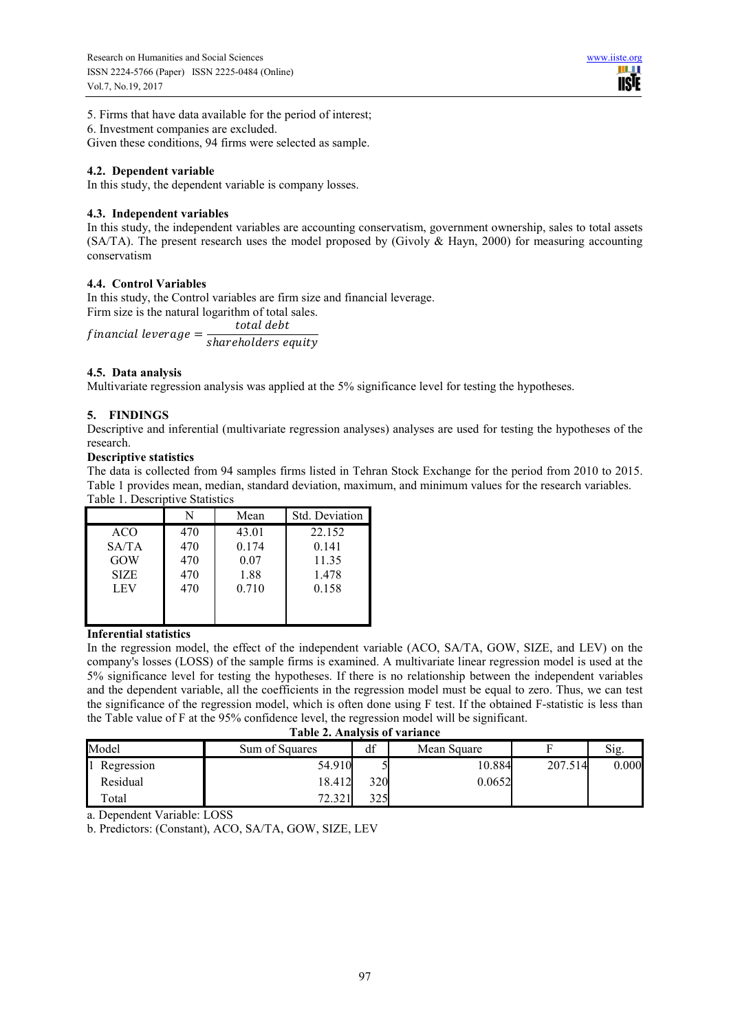5. Firms that have data available for the period of interest;
6. Investment companies are excluded.

Given these conditions, 94 firms were selected as sample.

### 4.2. Dependent variable

In this study, the dependent variable is company losses.

### 4.3. Independent variables

In this study, the independent variables are accounting conservatism, government ownership, sales to total assets (SA/TA). The present research uses the model proposed by (Givoly & Hayn, 2000) for measuring accounting conservatism

### 4.4. Control Variables

In this study, the Control variables are firm size and financial leverage.
Firm size is the natural logarithm of total sales.

$$financial\ leverage = \frac{total\ debt}{shareholders\ equity}$$

### 4.5. Data analysis

Multivariate regression analysis was applied at the 5% significance level for testing the hypotheses.

## 5. FINDINGS

Descriptive and inferential (multivariate regression analyses) analyses are used for testing the hypotheses of the research.

**Descriptive statistics**

The data is collected from 94 samples firms listed in Tehran Stock Exchange for the period from 2010 to 2015. Table 1 provides mean, median, standard deviation, maximum, and minimum values for the research variables.

Table 1. Descriptive Statistics

| | N | Mean | Std. Deviation |
|---|---|---|---|
| ACO | 470 | 43.01 | 22.152 |
| SA/TA | 470 | 0.174 | 0.141 |
| GOW | 470 | 0.07 | 11.35 |
| SIZE | 470 | 1.88 | 1.478 |
| LEV | 470 | 0.710 | 0.158 |

**Inferential statistics**

In the regression model, the effect of the independent variable (ACO, SA/TA, GOW, SIZE, and LEV) on the company's losses (LOSS) of the sample firms is examined. A multivariate linear regression model is used at the 5% significance level for testing the hypotheses. If there is no relationship between the independent variables and the dependent variable, all the coefficients in the regression model must be equal to zero. Thus, we can test the significance of the regression model, which is often done using F test. If the obtained F-statistic is less than the Table value of F at the 95% confidence level, the regression model will be significant.

**Table 2. Analysis of variance**

| Model | Sum of Squares | df | Mean Square | F | Sig. |
|---|---|---|---|---|---|
| 1 Regression | 54.910 | 5 | 10.884 | 207.514 | 0.000 |
| Residual | 18.412 | 320 | 0.0652 | | |
| Total | 72.321 | 325 | | | |

a. Dependent Variable: LOSS

b. Predictors: (Constant), ACO, SA/TA, GOW, SIZE, LEV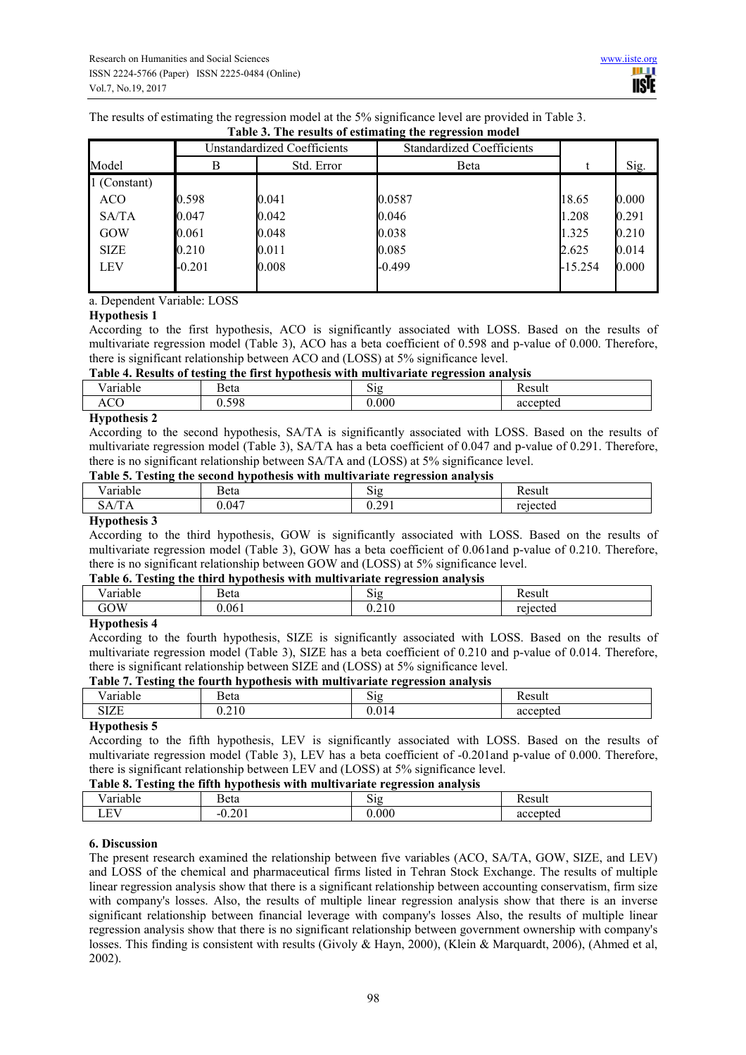The results of estimating the regression model at the 5% significance level are provided in Table 3.

**Table 3. The results of estimating the regression model**

| Model | Unstandardized Coefficients | | Standardized Coefficients | t | Sig. |
|---|---|---|---|---|---|
| | B | Std. Error | Beta | | |
| 1 (Constant) | | | | | |
| ACO | 0.598 | 0.041 | 0.0587 | 18.65 | 0.000 |
| SA/TA | 0.047 | 0.042 | 0.046 | 1.208 | 0.291 |
| GOW | 0.061 | 0.048 | 0.038 | 1.325 | 0.210 |
| SIZE | 0.210 | 0.011 | 0.085 | 2.625 | 0.014 |
| LEV | -0.201 | 0.008 | -0.499 | -15.254 | 0.000 |

a. Dependent Variable: LOSS

**Hypothesis 1**

According to the first hypothesis, ACO is significantly associated with LOSS. Based on the results of multivariate regression model (Table 3), ACO has a beta coefficient of 0.598 and p-value of 0.000. Therefore, there is significant relationship between ACO and (LOSS) at 5% significance level.

**Table 4. Results of testing the first hypothesis with multivariate regression analysis**

| Variable | Beta | Sig | Result |
|---|---|---|---|
| ACO | 0.598 | 0.000 | accepted |

**Hypothesis 2**

According to the second hypothesis, SA/TA is significantly associated with LOSS. Based on the results of multivariate regression model (Table 3), SA/TA has a beta coefficient of 0.047 and p-value of 0.291. Therefore, there is no significant relationship between SA/TA and (LOSS) at 5% significance level.

**Table 5. Testing the second hypothesis with multivariate regression analysis**

| Variable | Beta | Sig | Result |
|---|---|---|---|
| SA/TA | 0.047 | 0.291 | rejected |

**Hypothesis 3**

According to the third hypothesis, GOW is significantly associated with LOSS. Based on the results of multivariate regression model (Table 3), GOW has a beta coefficient of 0.061and p-value of 0.210. Therefore, there is no significant relationship between GOW and (LOSS) at 5% significance level.

**Table 6. Testing the third hypothesis with multivariate regression analysis**

| Variable | Beta | Sig | Result |
|---|---|---|---|
| GOW | 0.061 | 0.210 | rejected |

**Hypothesis 4**

According to the fourth hypothesis, SIZE is significantly associated with LOSS. Based on the results of multivariate regression model (Table 3), SIZE has a beta coefficient of 0.210 and p-value of 0.014. Therefore, there is significant relationship between SIZE and (LOSS) at 5% significance level.

**Table 7. Testing the fourth hypothesis with multivariate regression analysis**

| Variable | Beta | Sig | Result |
|---|---|---|---|
| SIZE | 0.210 | 0.014 | accepted |

**Hypothesis 5**

According to the fifth hypothesis, LEV is significantly associated with LOSS. Based on the results of multivariate regression model (Table 3), LEV has a beta coefficient of -0.201and p-value of 0.000. Therefore, there is significant relationship between LEV and (LOSS) at 5% significance level.

**Table 8. Testing the fifth hypothesis with multivariate regression analysis**

| Variable | Beta | Sig | Result |
|---|---|---|---|
| LEV | -0.201 | 0.000 | accepted |

## 6. Discussion

The present research examined the relationship between five variables (ACO, SA/TA, GOW, SIZE, and LEV) and LOSS of the chemical and pharmaceutical firms listed in Tehran Stock Exchange. The results of multiple linear regression analysis show that there is a significant relationship between accounting conservatism, firm size with company's losses. Also, the results of multiple linear regression analysis show that there is an inverse significant relationship between financial leverage with company's losses Also, the results of multiple linear regression analysis show that there is no significant relationship between government ownership with company's losses. This finding is consistent with results (Givoly & Hayn, 2000), (Klein & Marquardt, 2006), (Ahmed et al, 2002).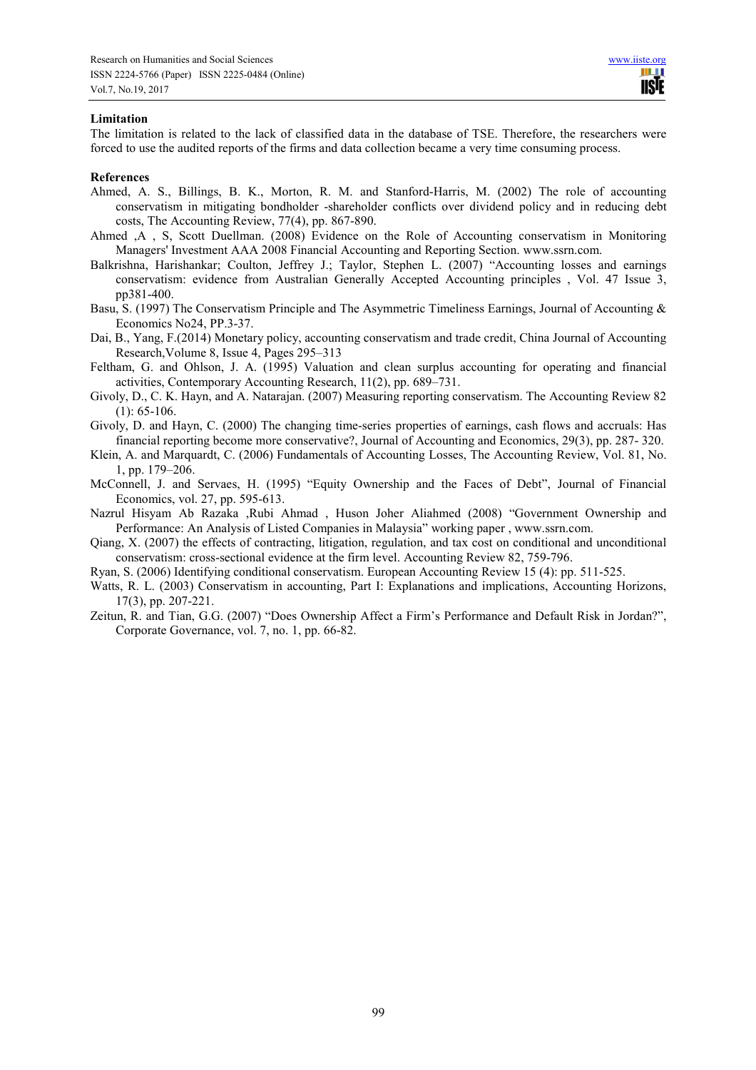**Limitation**

The limitation is related to the lack of classified data in the database of TSE. Therefore, the researchers were forced to use the audited reports of the firms and data collection became a very time consuming process.

**References**

Ahmed, A. S., Billings, B. K., Morton, R. M. and Stanford-Harris, M. (2002) The role of accounting conservatism in mitigating bondholder -shareholder conflicts over dividend policy and in reducing debt costs, The Accounting Review, 77(4), pp. 867-890.

Ahmed ,A , S, Scott Duellman. (2008) Evidence on the Role of Accounting conservatism in Monitoring Managers' Investment AAA 2008 Financial Accounting and Reporting Section. www.ssrn.com.

Balkrishna, Harishankar; Coulton, Jeffrey J.; Taylor, Stephen L. (2007) "Accounting losses and earnings conservatism: evidence from Australian Generally Accepted Accounting principles , Vol. 47 Issue 3, pp381-400.

Basu, S. (1997) The Conservatism Principle and The Asymmetric Timeliness Earnings, Journal of Accounting & Economics No24, PP.3-37.

Dai, B., Yang, F.(2014) Monetary policy, accounting conservatism and trade credit, China Journal of Accounting Research,Volume 8, Issue 4, Pages 295–313

Feltham, G. and Ohlson, J. A. (1995) Valuation and clean surplus accounting for operating and financial activities, Contemporary Accounting Research, 11(2), pp. 689–731.

Givoly, D., C. K. Hayn, and A. Natarajan. (2007) Measuring reporting conservatism. The Accounting Review 82 (1): 65-106.

Givoly, D. and Hayn, C. (2000) The changing time-series properties of earnings, cash flows and accruals: Has financial reporting become more conservative?, Journal of Accounting and Economics, 29(3), pp. 287- 320.

Klein, A. and Marquardt, C. (2006) Fundamentals of Accounting Losses, The Accounting Review, Vol. 81, No. 1, pp. 179–206.

McConnell, J. and Servaes, H. (1995) "Equity Ownership and the Faces of Debt", Journal of Financial Economics, vol. 27, pp. 595-613.

Nazrul Hisyam Ab Razaka ,Rubi Ahmad , Huson Joher Aliahmed (2008) "Government Ownership and Performance: An Analysis of Listed Companies in Malaysia" working paper , www.ssrn.com.

Qiang, X. (2007) the effects of contracting, litigation, regulation, and tax cost on conditional and unconditional conservatism: cross-sectional evidence at the firm level. Accounting Review 82, 759-796.

Ryan, S. (2006) Identifying conditional conservatism. European Accounting Review 15 (4): pp. 511-525.

Watts, R. L. (2003) Conservatism in accounting, Part I: Explanations and implications, Accounting Horizons, 17(3), pp. 207-221.

Zeitun, R. and Tian, G.G. (2007) "Does Ownership Affect a Firm's Performance and Default Risk in Jordan?", Corporate Governance, vol. 7, no. 1, pp. 66-82.